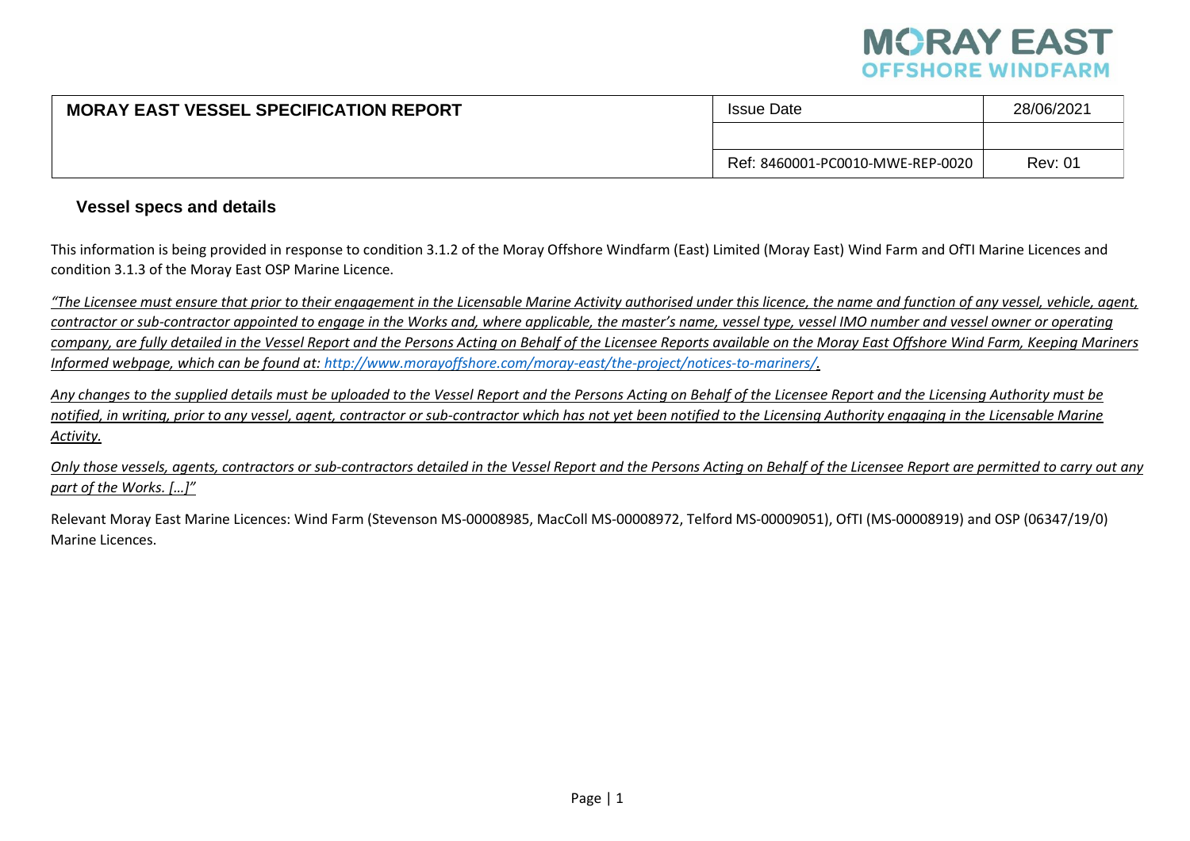| MORAY EAST VESSEL SPECIFICATION REPORT | Issue Date | 28/06/2021 |
|---|---|---|
| | | |
| | Ref: 8460001-PC0010-MWE-REP-0020 | Rev: 01 |

## Vessel specs and details

This information is being provided in response to condition 3.1.2 of the Moray Offshore Windfarm (East) Limited (Moray East) Wind Farm and OfTI Marine Licences and condition 3.1.3 of the Moray East OSP Marine Licence.

*"The Licensee must ensure that prior to their engagement in the Licensable Marine Activity authorised under this licence, the name and function of any vessel, vehicle, agent, contractor or sub-contractor appointed to engage in the Works and, where applicable, the master's name, vessel type, vessel IMO number and vessel owner or operating company, are fully detailed in the Vessel Report and the Persons Acting on Behalf of the Licensee Reports available on the Moray East Offshore Wind Farm, Keeping Mariners Informed webpage, which can be found at: http://www.morayoffshore.com/moray-east/the-project/notices-to-mariners/.*

*Any changes to the supplied details must be uploaded to the Vessel Report and the Persons Acting on Behalf of the Licensee Report and the Licensing Authority must be notified, in writing, prior to any vessel, agent, contractor or sub-contractor which has not yet been notified to the Licensing Authority engaging in the Licensable Marine Activity.*

*Only those vessels, agents, contractors or sub-contractors detailed in the Vessel Report and the Persons Acting on Behalf of the Licensee Report are permitted to carry out any part of the Works. […]"*

Relevant Moray East Marine Licences: Wind Farm (Stevenson MS-00008985, MacColl MS-00008972, Telford MS-00009051), OfTI (MS-00008919) and OSP (06347/19/0) Marine Licences.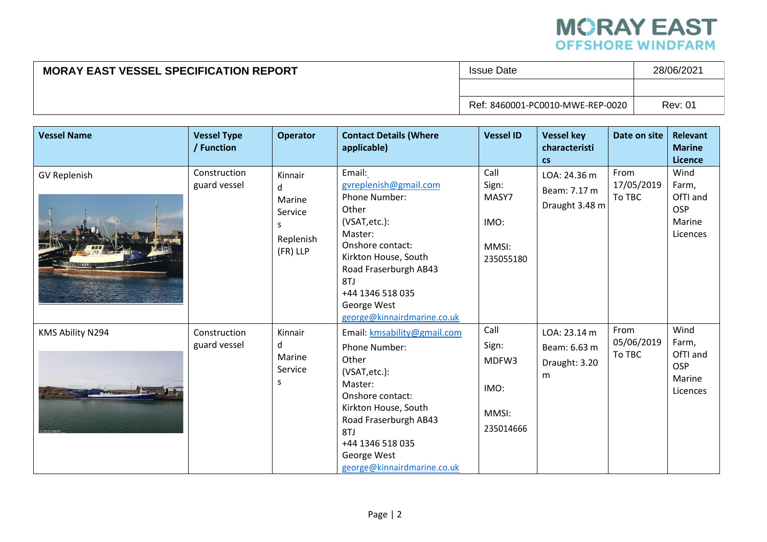| **MORAY EAST VESSEL SPECIFICATION REPORT** | Issue Date | 28/06/2021 |
|---|---|---|
| | | |
| | Ref: 8460001-PC0010-MWE-REP-0020 | Rev: 01 |

| **Vessel Name** | **Vessel Type / Function** | **Operator** | **Contact Details (Where applicable)** | **Vessel ID** | **Vessel key characteristics** | **Date on site** | **Relevant Marine Licence** |
|---|---|---|---|---|---|---|---|
| GV Replenish | Construction guard vessel | Kinnaird Marine Services Replenish (FR) LLP | Email: gvreplenish@gmail.com<br>Phone Number:<br>Other (VSAT,etc.):<br>Master:<br>Onshore contact:<br>Kirkton House, South Road Fraserburgh AB43 8TJ<br>+44 1346 518 035<br>George West<br>george@kinnairdmarine.co.uk | Call Sign: MASY7<br>IMO:<br>MMSI: 235055180 | LOA: 24.36 m<br>Beam: 7.17 m<br>Draught 3.48 m | From 17/05/2019 To TBC | Wind Farm, OfTI and OSP Marine Licences |
| KMS Ability N294 | Construction guard vessel | Kinnaird Marine Services | Email: kmsability@gmail.com<br>Phone Number:<br>Other (VSAT,etc.):<br>Master:<br>Onshore contact:<br>Kirkton House, South Road Fraserburgh AB43 8TJ<br>+44 1346 518 035<br>George West<br>george@kinnairdmarine.co.uk | Call Sign: MDFW3<br>IMO:<br>MMSI: 235014666 | LOA: 23.14 m<br>Beam: 6.63 m<br>Draught: 3.20 m | From 05/06/2019 To TBC | Wind Farm, OfTI and OSP Marine Licences |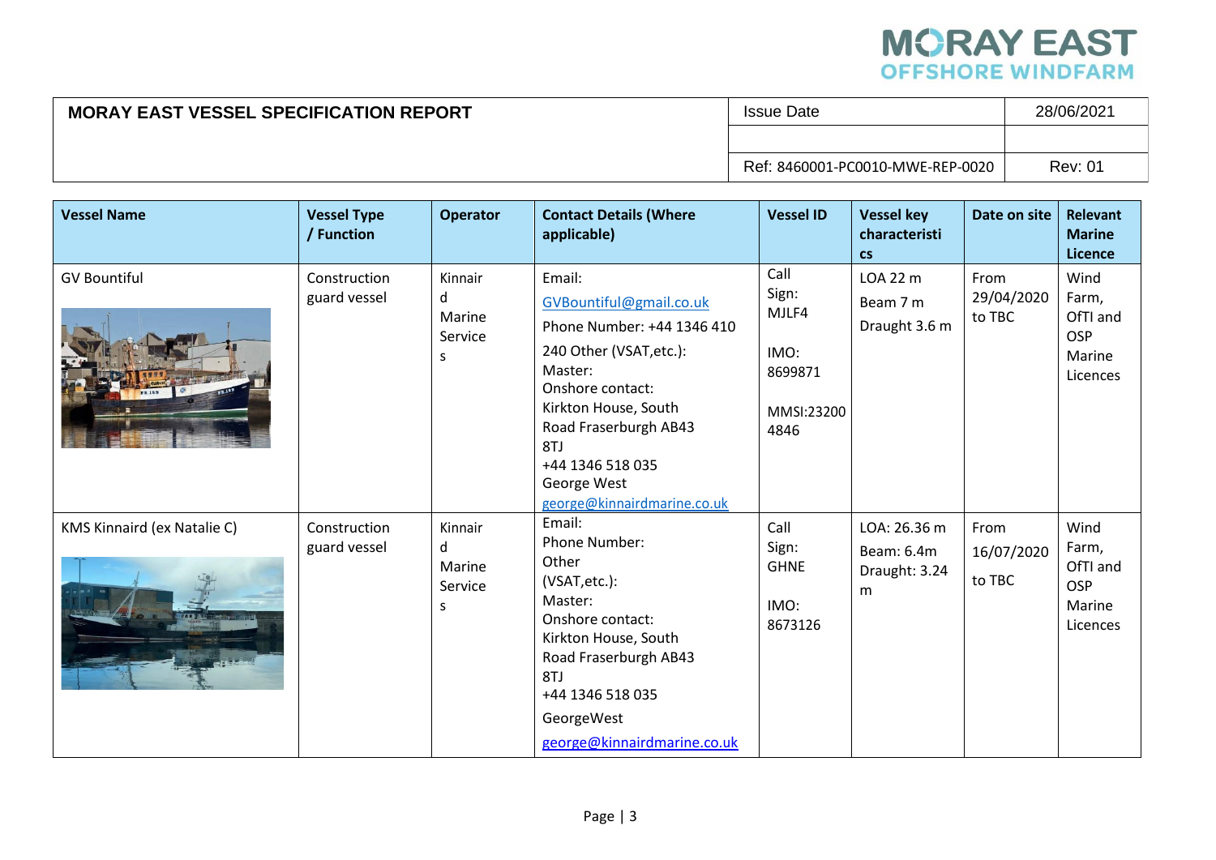| MORAY EAST VESSEL SPECIFICATION REPORT | Issue Date | 28/06/2021 |
|---|---|---|
| | | |
| | Ref: 8460001-PC0010-MWE-REP-0020 | Rev: 01 |

| Vessel Name | Vessel Type / Function | Operator | Contact Details (Where applicable) | Vessel ID | Vessel key characteristics | Date on site | Relevant Marine Licence |
|---|---|---|---|---|---|---|---|
| GV Bountiful | Construction guard vessel | Kinnaird Marine Services | Email: GVBountiful@gmail.co.uk Phone Number: +44 1346 410 240 Other (VSAT,etc.): Master: Onshore contact: Kirkton House, South Road Fraserburgh AB43 8TJ +44 1346 518 035 George West george@kinnairdmarine.co.uk | Call Sign: MJLF4 IMO: 8699871 MMSI:232004846 | LOA 22 m Beam 7 m Draught 3.6 m | From 29/04/2020 to TBC | Wind Farm, OfTI and OSP Marine Licences |
| KMS Kinnaird (ex Natalie C) | Construction guard vessel | Kinnaird Marine Services | Email: Phone Number: Other (VSAT,etc.): Master: Onshore contact: Kirkton House, South Road Fraserburgh AB43 8TJ +44 1346 518 035 GeorgeWest george@kinnairdmarine.co.uk | Call Sign: GHNE IMO: 8673126 | LOA: 26.36 m Beam: 6.4m Draught: 3.24 m | From 16/07/2020 to TBC | Wind Farm, OfTI and OSP Marine Licences |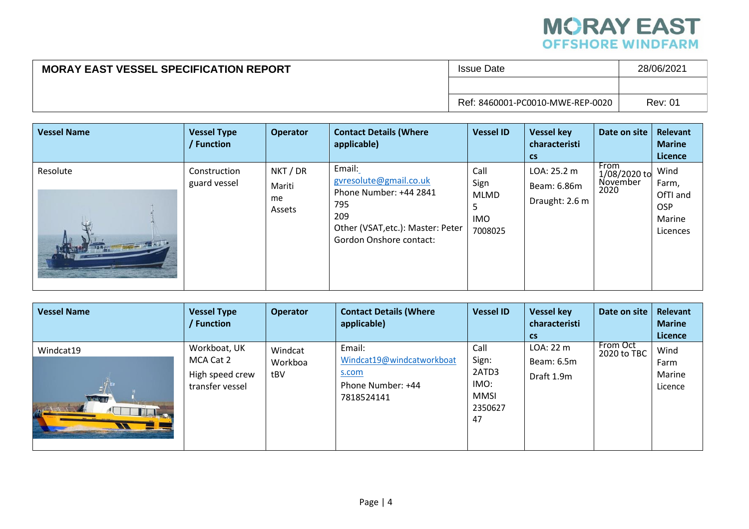| MORAY EAST VESSEL SPECIFICATION REPORT | Issue Date | 28/06/2021 |
|---|---|---|
| | | |
| | Ref: 8460001-PC0010-MWE-REP-0020 | Rev: 01 |

| Vessel Name | Vessel Type / Function | Operator | Contact Details (Where applicable) | Vessel ID | Vessel key characteristics | Date on site | Relevant Marine Licence |
|---|---|---|---|---|---|---|---|
| Resolute | Construction guard vessel | NKT / DR Maritime Assets | Email: gvresolute@gmail.co.uk Phone Number: +44 2841 795 209 Other (VSAT,etc.): Master: Peter Gordon Onshore contact: | Call Sign MLMD5 IMO 7008025 | LOA: 25.2 m Beam: 6.86m Draught: 2.6 m | From 1/08/2020 to November 2020 | Wind Farm, OfTI and OSP Marine Licences |

| Vessel Name | Vessel Type / Function | Operator | Contact Details (Where applicable) | Vessel ID | Vessel key characteristics | Date on site | Relevant Marine Licence |
|---|---|---|---|---|---|---|---|
| Windcat19 | Workboat, UK MCA Cat 2 High speed crew transfer vessel | Windcat Workboats BV | Email: Windcat19@windcatworkboats.com Phone Number: +44 7818524141 | Call Sign: 2ATD3 IMO: MMSI 235062747 | LOA: 22 m Beam: 6.5m Draft 1.9m | From Oct 2020 to TBC | Wind Farm Marine Licence |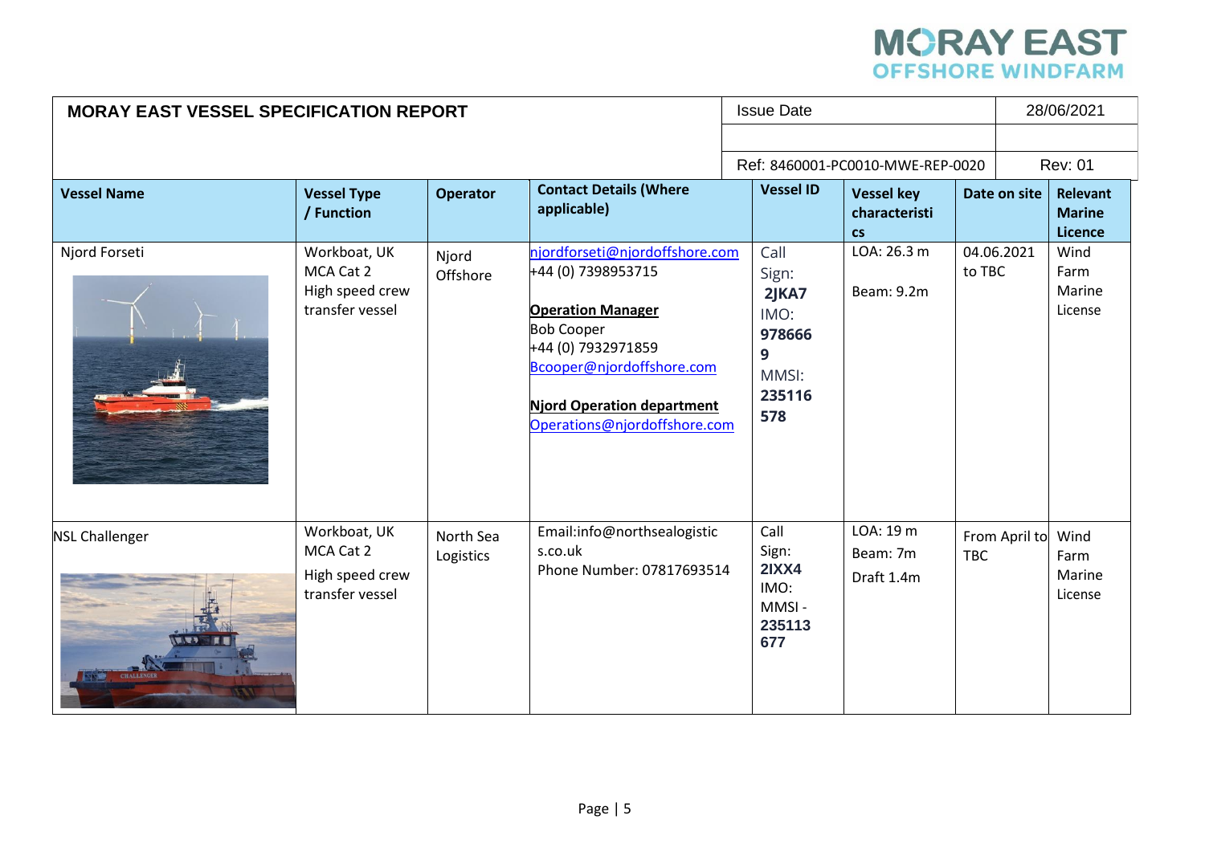| MORAY EAST VESSEL SPECIFICATION REPORT | | | | Issue Date | | 28/06/2021 | |
|---|---|---|---|---|---|---|---|
| | | | | Ref: 8460001-PC0010-MWE-REP-0020 | | Rev: 01 | |
| **Vessel Name** | **Vessel Type / Function** | **Operator** | **Contact Details (Where applicable)** | **Vessel ID** | **Vessel key characteristics** | **Date on site** | **Relevant Marine Licence** |
| Njord Forseti | Workboat, UK MCA Cat 2 High speed crew transfer vessel | Njord Offshore | njordforseti@njordoffshore.com +44 (0) 7398953715 **Operation Manager** Bob Cooper +44 (0) 7932971859 Bcooper@njordoffshore.com **Njord Operation department** Operations@njordoffshore.com | Call Sign: **2JKA7** IMO: **9786669** MMSI: **235116578** | LOA: 26.3 m Beam: 9.2m | 04.06.2021 to TBC | Wind Farm Marine License |
| NSL Challenger | Workboat, UK MCA Cat 2 High speed crew transfer vessel | North Sea Logistics | Email:info@northsealogistics.co.uk Phone Number: 07817693514 | Call Sign: **2IXX4** IMO: MMSI - **235113677** | LOA: 19 m Beam: 7m Draft 1.4m | From April to TBC | Wind Farm Marine License |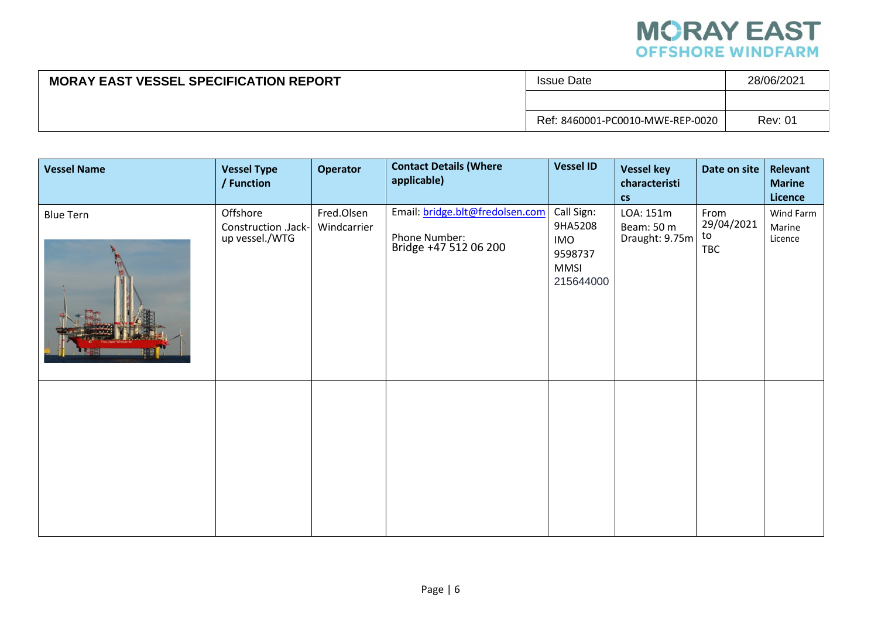| MORAY EAST VESSEL SPECIFICATION REPORT | Issue Date | 28/06/2021 |
| --- | --- | --- |
| | | |
| | Ref: 8460001-PC0010-MWE-REP-0020 | Rev: 01 |

| Vessel Name | Vessel Type / Function | Operator | Contact Details (Where applicable) | Vessel ID | Vessel key characteristics | Date on site | Relevant Marine Licence |
| --- | --- | --- | --- | --- | --- | --- | --- |
| Blue Tern | Offshore Construction .Jack-up vessel./WTG | Fred.Olsen Windcarrier | Email: bridge.blt@fredolsen.com Phone Number: Bridge +47 512 06 200 | Call Sign: 9HA5208 IMO 9598737 MMSI 215644000 | LOA: 151m Beam: 50 m Draught: 9.75m | From 29/04/2021 to TBC | Wind Farm Marine Licence |
| | | | | | | | |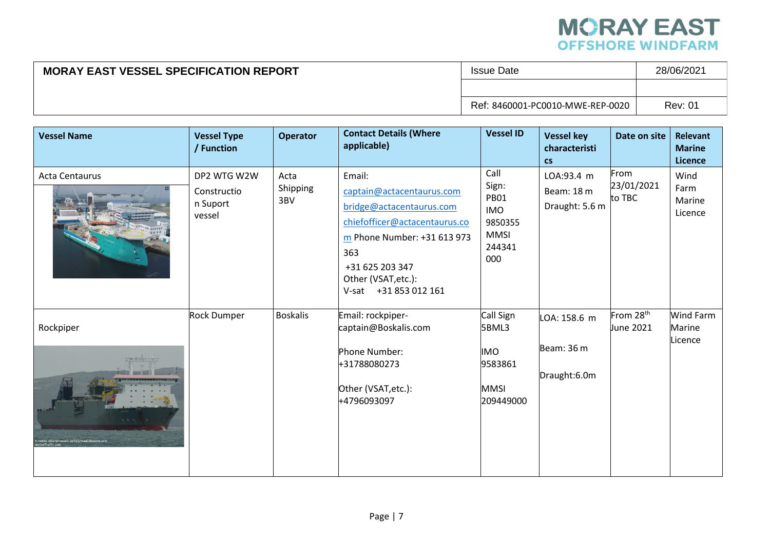| MORAY EAST VESSEL SPECIFICATION REPORT | Issue Date | 28/06/2021 |
|---|---|---|
| | | |
| | Ref: 8460001-PC0010-MWE-REP-0020 | Rev: 01 |

| Vessel Name | Vessel Type / Function | Operator | Contact Details (Where applicable) | Vessel ID | Vessel key characteristics | Date on site | Relevant Marine Licence |
|---|---|---|---|---|---|---|---|
| Acta Centaurus | DP2 WTG W2W Construction Suport vessel | Acta Shipping 3BV | Email: captain@actacentaurus.com bridge@actacentaurus.com chiefofficer@actacentaurus.com Phone Number: +31 613 973 363 +31 625 203 347 Other (VSAT,etc.): V-sat +31 853 012 161 | Call Sign: PB01 IMO 9850355 MMSI 244341 000 | LOA:93.4 m Beam: 18 m Draught: 5.6 m | From 23/01/2021 to TBC | Wind Farm Marine Licence |
| Rockpiper | Rock Dumper | Boskalis | Email: rockpiper-captain@Boskalis.com Phone Number: +31788080273 Other (VSAT,etc.): +4796093097 | Call Sign 5BML3 IMO 9583861 MMSI 209449000 | LOA: 158.6 m Beam: 36 m Draught:6.0m | From 28th June 2021 | Wind Farm Marine Licence |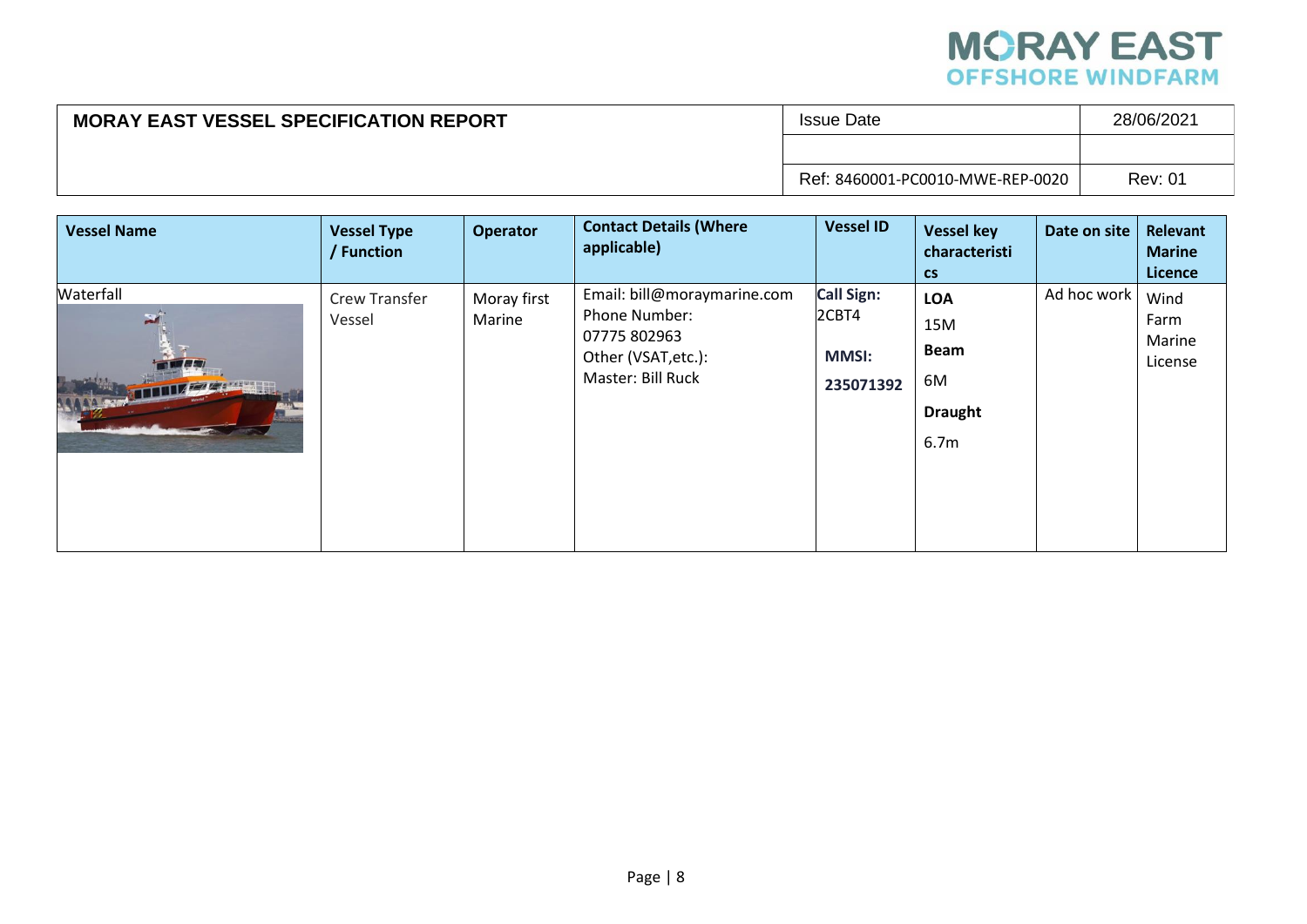| MORAY EAST VESSEL SPECIFICATION REPORT | Issue Date | 28/06/2021 |
|---|---|---|
| | | |
| | Ref: 8460001-PC0010-MWE-REP-0020 | Rev: 01 |

| Vessel Name | Vessel Type / Function | Operator | Contact Details (Where applicable) | Vessel ID | Vessel key characteristics | Date on site | Relevant Marine Licence |
|---|---|---|---|---|---|---|---|
| Waterfall | Crew Transfer Vessel | Moray first Marine | Email: bill@moraymarine.com<br>Phone Number: 07775 802963<br>Other (VSAT,etc.):<br>Master: Bill Ruck | **Call Sign:** 2CBT4<br>**MMSI:** **235071392** | **LOA** 15M<br>**Beam** 6M<br>**Draught** 6.7m | Ad hoc work | Wind Farm Marine License |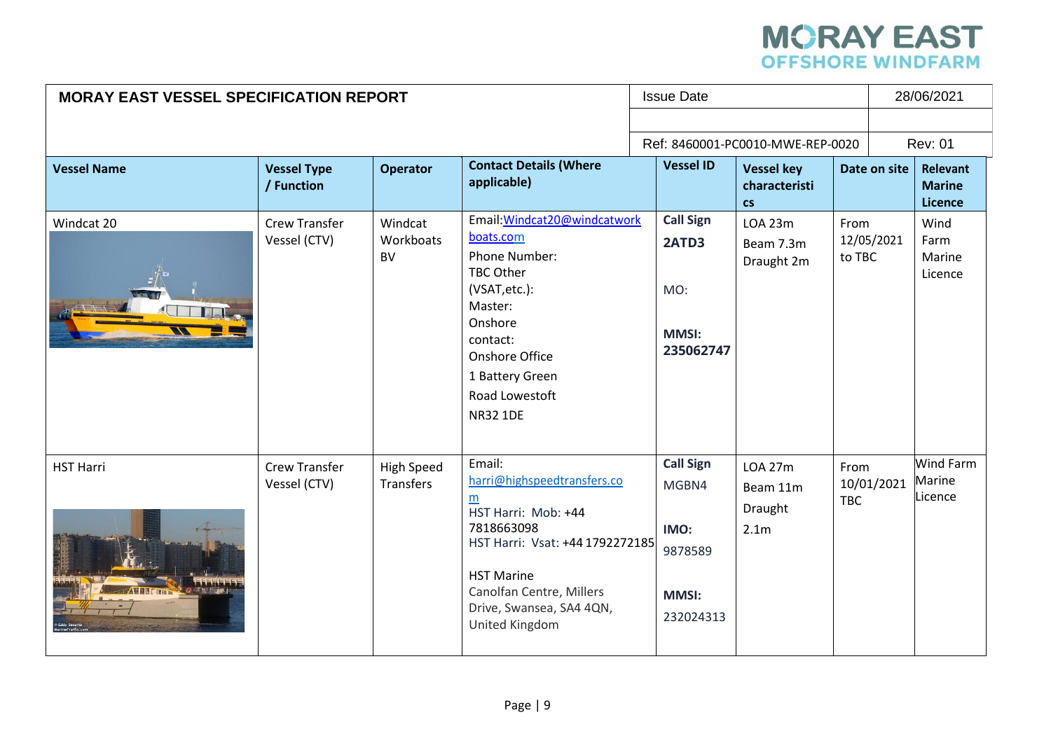| MORAY EAST VESSEL SPECIFICATION REPORT | | | | Issue Date | | | 28/06/2021 |
|---|---|---|---|---|---|---|---|
| | | | | Ref: 8460001-PC0010-MWE-REP-0020 | | | Rev: 01 |
| **Vessel Name** | **Vessel Type / Function** | **Operator** | **Contact Details (Where applicable)** | **Vessel ID** | **Vessel key characteristics** | **Date on site** | **Relevant Marine Licence** |
| Windcat 20 | Crew Transfer Vessel (CTV) | Windcat Workboats BV | Email: Windcat20@windcatworkboats.com<br>Phone Number: TBC Other (VSAT,etc.):<br>Master:<br>Onshore contact:<br>Onshore Office<br>1 Battery Green Road Lowestoft NR32 1DE | **Call Sign**<br>**2ATD3**<br><br>MO:<br><br>**MMSI: 235062747** | LOA 23m<br>Beam 7.3m<br>Draught 2m | From 12/05/2021 to TBC | Wind Farm Marine Licence |
| HST Harri | Crew Transfer Vessel (CTV) | High Speed Transfers | Email: harri@highspeedtransfers.com<br>HST Harri: Mob: +44 7818663098<br>HST Harri: Vsat: +44 1792272185<br><br>HST Marine<br>Canolfan Centre, Millers Drive, Swansea, SA4 4QN, United Kingdom | **Call Sign**<br>MGBN4<br><br>**IMO:**<br>9878589<br><br>**MMSI:**<br>232024313 | LOA 27m<br>Beam 11m<br>Draught 2.1m | From 10/01/2021 TBC | Wind Farm Marine Licence |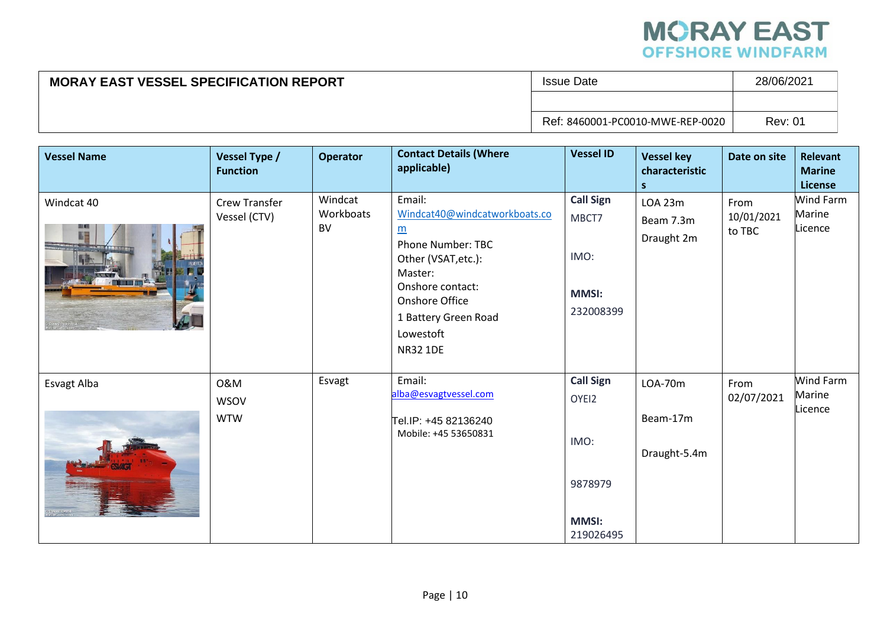| MORAY EAST VESSEL SPECIFICATION REPORT | Issue Date | 28/06/2021 |
|---|---|---|
| | | |
| | Ref: 8460001-PC0010-MWE-REP-0020 | Rev: 01 |

| Vessel Name | Vessel Type / Function | Operator | Contact Details (Where applicable) | Vessel ID | Vessel key characteristics | Date on site | Relevant Marine License |
|---|---|---|---|---|---|---|---|
| Windcat 40 | Crew Transfer Vessel (CTV) | Windcat Workboats BV | Email: Windcat40@windcatworkboats.com<br>Phone Number: TBC<br>Other (VSAT,etc.):<br>Master:<br>Onshore contact:<br>Onshore Office<br>1 Battery Green Road<br>Lowestoft<br>NR32 1DE | **Call Sign**<br>MBCT7<br>IMO:<br>**MMSI:**<br>232008399 | LOA 23m<br>Beam 7.3m<br>Draught 2m | From 10/01/2021 to TBC | Wind Farm Marine Licence |
| Esvagt Alba | O&M<br>WSOV<br>WTW | Esvagt | Email:<br>alba@esvagtvessel.com<br>Tel.IP: +45 82136240<br>Mobile: +45 53650831 | **Call Sign**<br>OYEI2<br>IMO:<br>9878979<br>**MMSI:**<br>219026495 | LOA-70m<br>Beam-17m<br>Draught-5.4m | From 02/07/2021 | Wind Farm Marine Licence |